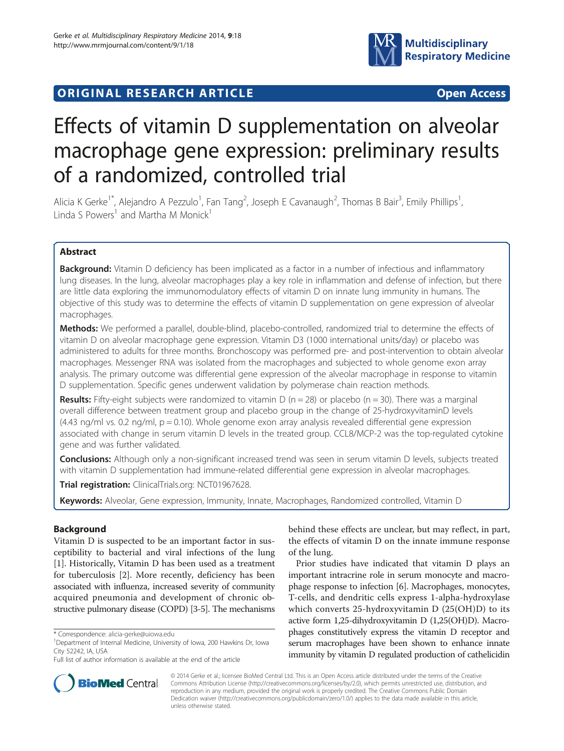**ORIGINAL RESEARCH ARTICLE** **Open Access**

# Effects of vitamin D supplementation on alveolar macrophage gene expression: preliminary results of a randomized, controlled trial

Alicia K Gerke[1*], Alejandro A Pezzulo[1], Fan Tang[2], Joseph E Cavanaugh[2], Thomas B Bair[3], Emily Phillips[1], Linda S Powers[1] and Martha M Monick[1]

## Abstract

**Background:** Vitamin D deficiency has been implicated as a factor in a number of infectious and inflammatory lung diseases. In the lung, alveolar macrophages play a key role in inflammation and defense of infection, but there are little data exploring the immunomodulatory effects of vitamin D on innate lung immunity in humans. The objective of this study was to determine the effects of vitamin D supplementation on gene expression of alveolar macrophages.

**Methods:** We performed a parallel, double-blind, placebo-controlled, randomized trial to determine the effects of vitamin D on alveolar macrophage gene expression. Vitamin D3 (1000 international units/day) or placebo was administered to adults for three months. Bronchoscopy was performed pre- and post-intervention to obtain alveolar macrophages. Messenger RNA was isolated from the macrophages and subjected to whole genome exon array analysis. The primary outcome was differential gene expression of the alveolar macrophage in response to vitamin D supplementation. Specific genes underwent validation by polymerase chain reaction methods.

**Results:** Fifty-eight subjects were randomized to vitamin D ($n = 28$) or placebo ($n = 30$). There was a marginal overall difference between treatment group and placebo group in the change of 25-hydroxyvitaminD levels (4.43 ng/ml vs. 0.2 ng/ml, $p = 0.10$). Whole genome exon array analysis revealed differential gene expression associated with change in serum vitamin D levels in the treated group. CCL8/MCP-2 was the top-regulated cytokine gene and was further validated.

**Conclusions:** Although only a non-significant increased trend was seen in serum vitamin D levels, subjects treated with vitamin D supplementation had immune-related differential gene expression in alveolar macrophages.

**Trial registration:** ClinicalTrials.org: NCT01967628.

**Keywords:** Alveolar, Gene expression, Immunity, Innate, Macrophages, Randomized controlled, Vitamin D

## Background

Vitamin D is suspected to be an important factor in susceptibility to bacterial and viral infections of the lung [1]. Historically, Vitamin D has been used as a treatment for tuberculosis [2]. More recently, deficiency has been associated with influenza, increased severity of community acquired pneumonia and development of chronic obstructive pulmonary disease (COPD) [3-5]. The mechanisms behind these effects are unclear, but may reflect, in part, the effects of vitamin D on the innate immune response of the lung.

Prior studies have indicated that vitamin D plays an important intracrine role in serum monocyte and macrophage response to infection [6]. Macrophages, monocytes, T-cells, and dendritic cells express 1-alpha-hydroxylase which converts 25-hydroxyvitamin D (25(OH)D) to its active form 1,25-dihydroxyvitamin D (1,25(OH)D). Macrophages constitutively express the vitamin D receptor and serum macrophages have been shown to enhance innate immunity by vitamin D regulated production of cathelicidin

\* Correspondence: alicia-gerke@uiowa.edu
[1]Department of Internal Medicine, University of Iowa, 200 Hawkins Dr, Iowa City 52242, IA, USA
Full list of author information is available at the end of the article

© 2014 Gerke et al.; licensee BioMed Central Ltd. This is an Open Access article distributed under the terms of the Creative Commons Attribution License (http://creativecommons.org/licenses/by/2.0), which permits unrestricted use, distribution, and reproduction in any medium, provided the original work is properly credited. The Creative Commons Public Domain Dedication waiver (http://creativecommons.org/publicdomain/zero/1.0/) applies to the data made available in this article, unless otherwise stated.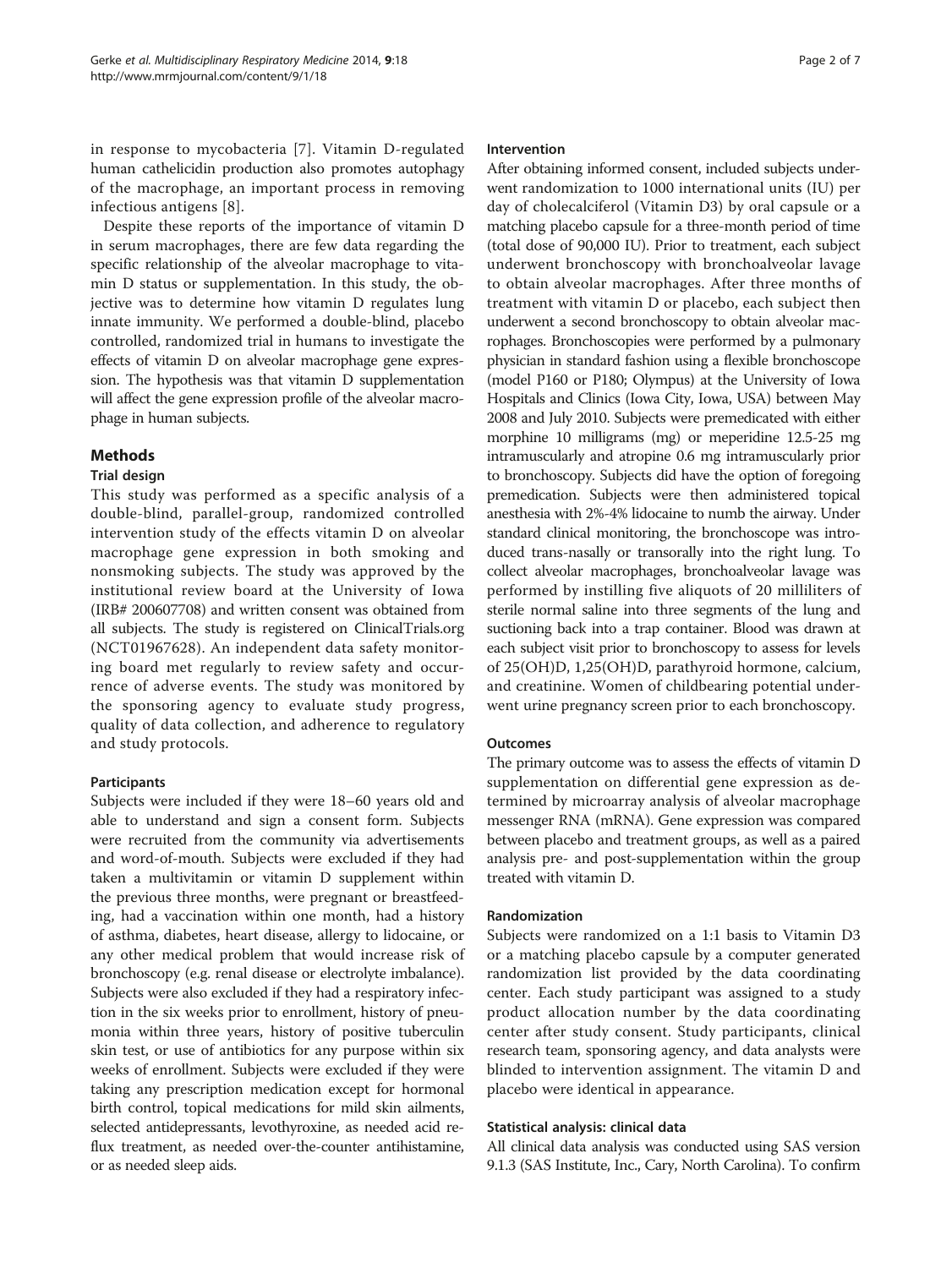in response to mycobacteria [7]. Vitamin D-regulated human cathelicidin production also promotes autophagy of the macrophage, an important process in removing infectious antigens [8].

Despite these reports of the importance of vitamin D in serum macrophages, there are few data regarding the specific relationship of the alveolar macrophage to vitamin D status or supplementation. In this study, the objective was to determine how vitamin D regulates lung innate immunity. We performed a double-blind, placebo controlled, randomized trial in humans to investigate the effects of vitamin D on alveolar macrophage gene expression. The hypothesis was that vitamin D supplementation will affect the gene expression profile of the alveolar macrophage in human subjects.

## Methods

### Trial design

This study was performed as a specific analysis of a double-blind, parallel-group, randomized controlled intervention study of the effects vitamin D on alveolar macrophage gene expression in both smoking and nonsmoking subjects. The study was approved by the institutional review board at the University of Iowa (IRB# 200607708) and written consent was obtained from all subjects. The study is registered on ClinicalTrials.org (NCT01967628). An independent data safety monitoring board met regularly to review safety and occurrence of adverse events. The study was monitored by the sponsoring agency to evaluate study progress, quality of data collection, and adherence to regulatory and study protocols.

#### Participants

Subjects were included if they were 18–60 years old and able to understand and sign a consent form. Subjects were recruited from the community via advertisements and word-of-mouth. Subjects were excluded if they had taken a multivitamin or vitamin D supplement within the previous three months, were pregnant or breastfeeding, had a vaccination within one month, had a history of asthma, diabetes, heart disease, allergy to lidocaine, or any other medical problem that would increase risk of bronchoscopy (e.g. renal disease or electrolyte imbalance). Subjects were also excluded if they had a respiratory infection in the six weeks prior to enrollment, history of pneumonia within three years, history of positive tuberculin skin test, or use of antibiotics for any purpose within six weeks of enrollment. Subjects were excluded if they were taking any prescription medication except for hormonal birth control, topical medications for mild skin ailments, selected antidepressants, levothyroxine, as needed acid reflux treatment, as needed over-the-counter antihistamine, or as needed sleep aids.

#### Intervention

After obtaining informed consent, included subjects underwent randomization to 1000 international units (IU) per day of cholecalciferol (Vitamin D3) by oral capsule or a matching placebo capsule for a three-month period of time (total dose of 90,000 IU). Prior to treatment, each subject underwent bronchoscopy with bronchoalveolar lavage to obtain alveolar macrophages. After three months of treatment with vitamin D or placebo, each subject then underwent a second bronchoscopy to obtain alveolar macrophages. Bronchoscopies were performed by a pulmonary physician in standard fashion using a flexible bronchoscope (model P160 or P180; Olympus) at the University of Iowa Hospitals and Clinics (Iowa City, Iowa, USA) between May 2008 and July 2010. Subjects were premedicated with either morphine 10 milligrams (mg) or meperidine 12.5-25 mg intramuscularly and atropine 0.6 mg intramuscularly prior to bronchoscopy. Subjects did have the option of foregoing premedication. Subjects were then administered topical anesthesia with 2%-4% lidocaine to numb the airway. Under standard clinical monitoring, the bronchoscope was introduced trans-nasally or transorally into the right lung. To collect alveolar macrophages, bronchoalveolar lavage was performed by instilling five aliquots of 20 milliliters of sterile normal saline into three segments of the lung and suctioning back into a trap container. Blood was drawn at each subject visit prior to bronchoscopy to assess for levels of 25(OH)D, 1,25(OH)D, parathyroid hormone, calcium, and creatinine. Women of childbearing potential underwent urine pregnancy screen prior to each bronchoscopy.

#### Outcomes

The primary outcome was to assess the effects of vitamin D supplementation on differential gene expression as determined by microarray analysis of alveolar macrophage messenger RNA (mRNA). Gene expression was compared between placebo and treatment groups, as well as a paired analysis pre- and post-supplementation within the group treated with vitamin D.

#### Randomization

Subjects were randomized on a 1:1 basis to Vitamin D3 or a matching placebo capsule by a computer generated randomization list provided by the data coordinating center. Each study participant was assigned to a study product allocation number by the data coordinating center after study consent. Study participants, clinical research team, sponsoring agency, and data analysts were blinded to intervention assignment. The vitamin D and placebo were identical in appearance.

#### Statistical analysis: clinical data

All clinical data analysis was conducted using SAS version 9.1.3 (SAS Institute, Inc., Cary, North Carolina). To confirm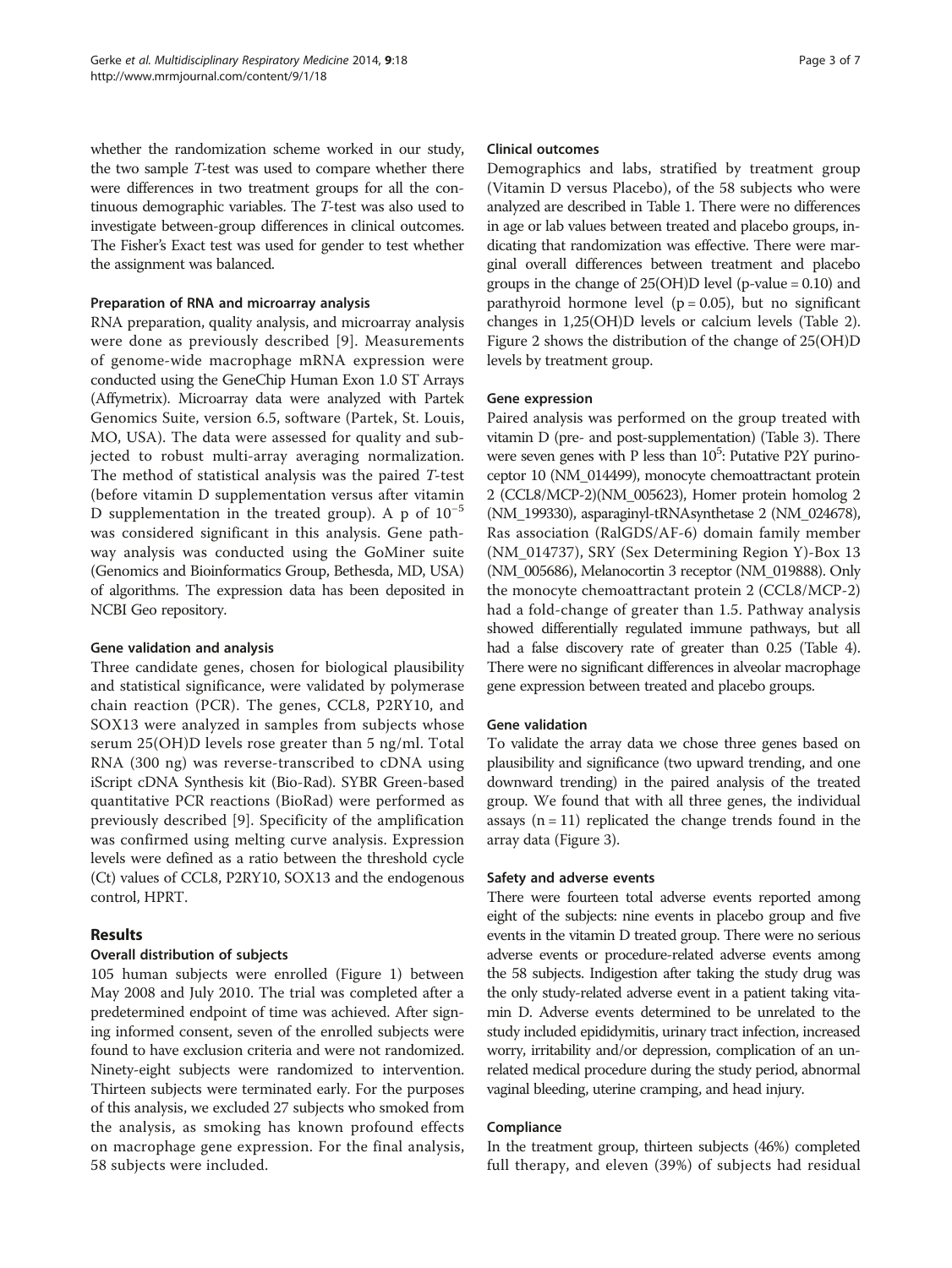whether the randomization scheme worked in our study, the two sample *T*-test was used to compare whether there were differences in two treatment groups for all the continuous demographic variables. The *T*-test was also used to investigate between-group differences in clinical outcomes. The Fisher's Exact test was used for gender to test whether the assignment was balanced.

### Preparation of RNA and microarray analysis

RNA preparation, quality analysis, and microarray analysis were done as previously described [9]. Measurements of genome-wide macrophage mRNA expression were conducted using the GeneChip Human Exon 1.0 ST Arrays (Affymetrix). Microarray data were analyzed with Partek Genomics Suite, version 6.5, software (Partek, St. Louis, MO, USA). The data were assessed for quality and subjected to robust multi-array averaging normalization. The method of statistical analysis was the paired *T*-test (before vitamin D supplementation versus after vitamin D supplementation in the treated group). A p of $10^{-5}$ was considered significant in this analysis. Gene pathway analysis was conducted using the GoMiner suite (Genomics and Bioinformatics Group, Bethesda, MD, USA) of algorithms. The expression data has been deposited in NCBI Geo repository.

### Gene validation and analysis

Three candidate genes, chosen for biological plausibility and statistical significance, were validated by polymerase chain reaction (PCR). The genes, CCL8, P2RY10, and SOX13 were analyzed in samples from subjects whose serum 25(OH)D levels rose greater than 5 ng/ml. Total RNA (300 ng) was reverse-transcribed to cDNA using iScript cDNA Synthesis kit (Bio-Rad). SYBR Green-based quantitative PCR reactions (BioRad) were performed as previously described [9]. Specificity of the amplification was confirmed using melting curve analysis. Expression levels were defined as a ratio between the threshold cycle (Ct) values of CCL8, P2RY10, SOX13 and the endogenous control, HPRT.

## Results

### Overall distribution of subjects

105 human subjects were enrolled (Figure 1) between May 2008 and July 2010. The trial was completed after a predetermined endpoint of time was achieved. After signing informed consent, seven of the enrolled subjects were found to have exclusion criteria and were not randomized. Ninety-eight subjects were randomized to intervention. Thirteen subjects were terminated early. For the purposes of this analysis, we excluded 27 subjects who smoked from the analysis, as smoking has known profound effects on macrophage gene expression. For the final analysis, 58 subjects were included.

### Clinical outcomes

Demographics and labs, stratified by treatment group (Vitamin D versus Placebo), of the 58 subjects who were analyzed are described in Table 1. There were no differences in age or lab values between treated and placebo groups, indicating that randomization was effective. There were marginal overall differences between treatment and placebo groups in the change of 25(OH)D level (p-value = 0.10) and parathyroid hormone level (p = 0.05), but no significant changes in 1,25(OH)D levels or calcium levels (Table 2). Figure 2 shows the distribution of the change of 25(OH)D levels by treatment group.

### Gene expression

Paired analysis was performed on the group treated with vitamin D (pre- and post-supplementation) (Table 3). There were seven genes with P less than $10^5$: Putative P2Y purinoceptor 10 (NM_014499), monocyte chemoattractant protein 2 (CCL8/MCP-2)(NM_005623), Homer protein homolog 2 (NM_199330), asparaginyl-tRNAsynthetase 2 (NM_024678), Ras association (RalGDS/AF-6) domain family member (NM_014737), SRY (Sex Determining Region Y)-Box 13 (NM_005686), Melanocortin 3 receptor (NM_019888). Only the monocyte chemoattractant protein 2 (CCL8/MCP-2) had a fold-change of greater than 1.5. Pathway analysis showed differentially regulated immune pathways, but all had a false discovery rate of greater than 0.25 (Table 4). There were no significant differences in alveolar macrophage gene expression between treated and placebo groups.

### Gene validation

To validate the array data we chose three genes based on plausibility and significance (two upward trending, and one downward trending) in the paired analysis of the treated group. We found that with all three genes, the individual assays (n = 11) replicated the change trends found in the array data (Figure 3).

### Safety and adverse events

There were fourteen total adverse events reported among eight of the subjects: nine events in placebo group and five events in the vitamin D treated group. There were no serious adverse events or procedure-related adverse events among the 58 subjects. Indigestion after taking the study drug was the only study-related adverse event in a patient taking vitamin D. Adverse events determined to be unrelated to the study included epididymitis, urinary tract infection, increased worry, irritability and/or depression, complication of an unrelated medical procedure during the study period, abnormal vaginal bleeding, uterine cramping, and head injury.

### Compliance

In the treatment group, thirteen subjects (46%) completed full therapy, and eleven (39%) of subjects had residual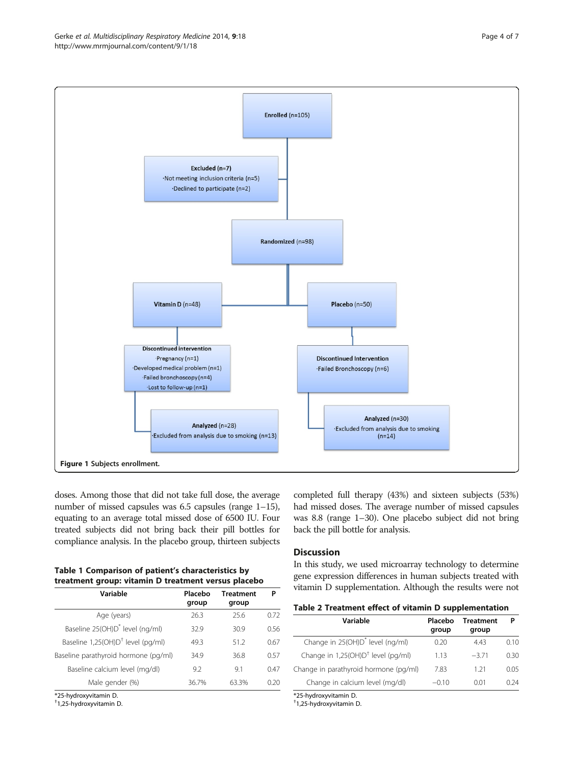Enrolled (n=105)

Excluded (n=7)
·Not meeting inclusion criteria (n=5)
·Declined to participate (n=2)

Randomized (n=98)

Vitamin D (n=48)

Placebo (n=50)

Discontinued intervention
·Pregnancy (n=1)
·Developed medical problem (n=1)
·Failed bronchoscopy (n=4)
·Lost to follow-up (n=1)

Discontinued Intervention
·Failed Bronchoscopy (n=6)

Analyzed (n=28)
·Excluded from analysis due to smoking (n=13)

Analyzed (n=30)
·Excluded from analysis due to smoking (n=14)

**Figure 1** Subjects enrollment.

doses. Among those that did not take full dose, the average number of missed capsules was 6.5 capsules (range 1–15), equating to an average total missed dose of 6500 IU. Four treated subjects did not bring back their pill bottles for compliance analysis. In the placebo group, thirteen subjects completed full therapy (43%) and sixteen subjects (53%) had missed doses. The average number of missed capsules was 8.8 (range 1–30). One placebo subject did not bring back the pill bottle for analysis.

**Table 1 Comparison of patient's characteristics by treatment group: vitamin D treatment versus placebo**

| Variable | Placebo group | Treatment group | P |
|---|---|---|---|
| Age (years) | 26.3 | 25.6 | 0.72 |
| Baseline 25(OH)D* level (ng/ml) | 32.9 | 30.9 | 0.56 |
| Baseline 1,25(OH)D† level (pg/ml) | 49.3 | 51.2 | 0.67 |
| Baseline parathyroid hormone (pg/ml) | 34.9 | 36.8 | 0.57 |
| Baseline calcium level (mg/dl) | 9.2 | 9.1 | 0.47 |
| Male gender (%) | 36.7% | 63.3% | 0.20 |

*25-hydroxyvitamin D.
†1,25-hydroxyvitamin D.

## Discussion

In this study, we used microarray technology to determine gene expression differences in human subjects treated with vitamin D supplementation. Although the results were not

**Table 2 Treatment effect of vitamin D supplementation**

| Variable | Placebo group | Treatment group | P |
|---|---|---|---|
| Change in 25(OH)D* level (ng/ml) | 0.20 | 4.43 | 0.10 |
| Change in 1,25(OH)D† level (pg/ml) | 1.13 | −3.71 | 0.30 |
| Change in parathyroid hormone (pg/ml) | 7.83 | 1.21 | 0.05 |
| Change in calcium level (mg/dl) | −0.10 | 0.01 | 0.24 |

*25-hydroxyvitamin D.
†1,25-hydroxyvitamin D.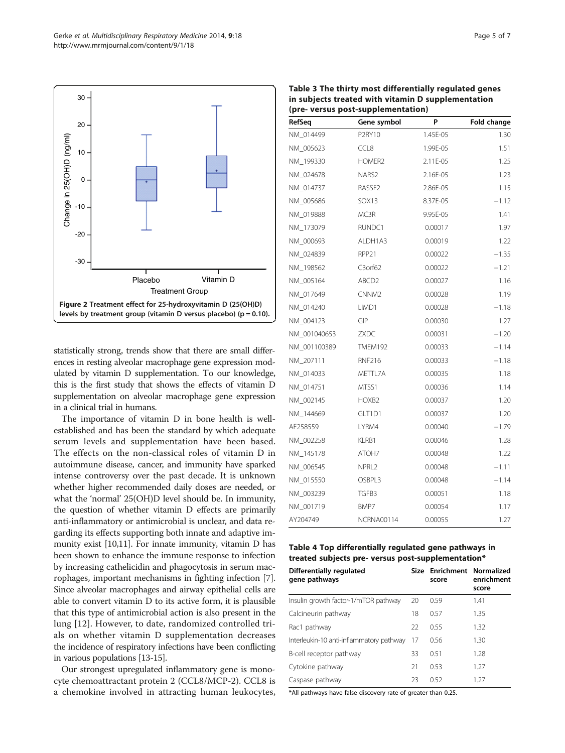**Figure 2 Treatment effect for 25-hydroxyvitamin D (25(OH)D) levels by treatment group (vitamin D versus placebo) (p = 0.10).**

statistically strong, trends show that there are small differences in resting alveolar macrophage gene expression modulated by vitamin D supplementation. To our knowledge, this is the first study that shows the effects of vitamin D supplementation on alveolar macrophage gene expression in a clinical trial in humans.

The importance of vitamin D in bone health is well-established and has been the standard by which adequate serum levels and supplementation have been based. The effects on the non-classical roles of vitamin D in autoimmune disease, cancer, and immunity have sparked intense controversy over the past decade. It is unknown whether higher recommended daily doses are needed, or what the 'normal' 25(OH)D level should be. In immunity, the question of whether vitamin D effects are primarily anti-inflammatory or antimicrobial is unclear, and data regarding its effects supporting both innate and adaptive immunity exist [10,11]. For innate immunity, vitamin D has been shown to enhance the immune response to infection by increasing cathelicidin and phagocytosis in serum macrophages, important mechanisms in fighting infection [7]. Since alveolar macrophages and airway epithelial cells are able to convert vitamin D to its active form, it is plausible that this type of antimicrobial action is also present in the lung [12]. However, to date, randomized controlled trials on whether vitamin D supplementation decreases the incidence of respiratory infections have been conflicting in various populations [13-15].

Our strongest upregulated inflammatory gene is monocyte chemoattractant protein 2 (CCL8/MCP-2). CCL8 is a chemokine involved in attracting human leukocytes,

**Table 3 The thirty most differentially regulated genes in subjects treated with vitamin D supplementation (pre- versus post-supplementation)**

| RefSeq | Gene symbol | P | Fold change |
|---|---|---|---|
| NM_014499 | P2RY10 | 1.45E-05 | 1.30 |
| NM_005623 | CCL8 | 1.99E-05 | 1.51 |
| NM_199330 | HOMER2 | 2.11E-05 | 1.25 |
| NM_024678 | NARS2 | 2.16E-05 | 1.23 |
| NM_014737 | RASSF2 | 2.86E-05 | 1.15 |
| NM_005686 | SOX13 | 8.37E-05 | −1.12 |
| NM_019888 | MC3R | 9.95E-05 | 1.41 |
| NM_173079 | RUNDC1 | 0.00017 | 1.97 |
| NM_000693 | ALDH1A3 | 0.00019 | 1.22 |
| NM_024839 | RPP21 | 0.00022 | −1.35 |
| NM_198562 | C3orf62 | 0.00022 | −1.21 |
| NM_005164 | ABCD2 | 0.00027 | 1.16 |
| NM_017649 | CNNM2 | 0.00028 | 1.19 |
| NM_014240 | LIMD1 | 0.00028 | −1.18 |
| NM_004123 | GIP | 0.00030 | 1.27 |
| NM_001040653 | ZXDC | 0.00031 | −1.20 |
| NM_001100389 | TMEM192 | 0.00033 | −1.14 |
| NM_207111 | RNF216 | 0.00033 | −1.18 |
| NM_014033 | METTL7A | 0.00035 | 1.18 |
| NM_014751 | MTSS1 | 0.00036 | 1.14 |
| NM_002145 | HOXB2 | 0.00037 | 1.20 |
| NM_144669 | GLT1D1 | 0.00037 | 1.20 |
| AF258559 | LYRM4 | 0.00040 | −1.79 |
| NM_002258 | KLRB1 | 0.00046 | 1.28 |
| NM_145178 | ATOH7 | 0.00048 | 1.22 |
| NM_006545 | NPRL2 | 0.00048 | −1.11 |
| NM_015550 | OSBPL3 | 0.00048 | −1.14 |
| NM_003239 | TGFB3 | 0.00051 | 1.18 |
| NM_001719 | BMP7 | 0.00054 | 1.17 |
| AY204749 | NCRNA00114 | 0.00055 | 1.27 |

**Table 4 Top differentially regulated gene pathways in treated subjects pre- versus post-supplementation***

| Differentially regulated gene pathways | Size | Enrichment score | Normalized enrichment score |
|---|---|---|---|
| Insulin growth factor-1/mTOR pathway | 20 | 0.59 | 1.41 |
| Calcineurin pathway | 18 | 0.57 | 1.35 |
| Rac1 pathway | 22 | 0.55 | 1.32 |
| Interleukin-10 anti-inflammatory pathway | 17 | 0.56 | 1.30 |
| B-cell receptor pathway | 33 | 0.51 | 1.28 |
| Cytokine pathway | 21 | 0.53 | 1.27 |
| Caspase pathway | 23 | 0.52 | 1.27 |

*All pathways have false discovery rate of greater than 0.25.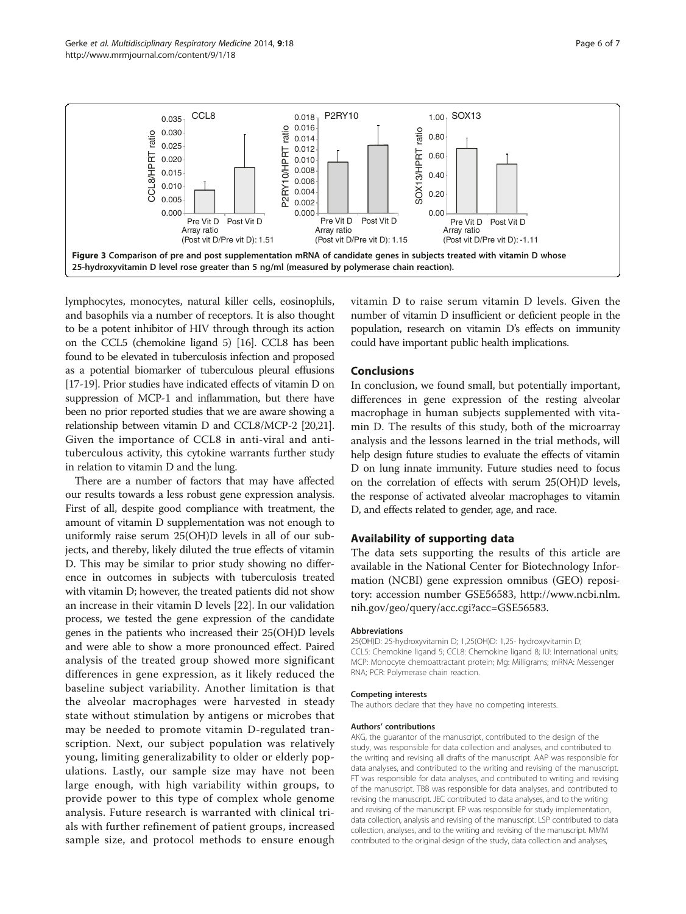CCL8

CCL8/HPRT ratio

0.035
0.030
0.025
0.020
0.015
0.010
0.005
0.000

Pre Vit D   Post Vit D

Array ratio
(Post vit D/Pre vit D): 1.51

P2RY10

P2RY10/HPRT ratio

0.018
0.016
0.014
0.012
0.010
0.008
0.006
0.004
0.002
0.000

Pre Vit D   Post Vit D

Array ratio
(Post vit D/Pre vit D): 1.15

SOX13

SOX13/HPRT ratio

1.00
0.80
0.60
0.40
0.20
0.00

Pre Vit D   Post Vit D

Array ratio
(Post vit D/Pre vit D): -1.11

**Figure 3 Comparison of pre and post supplementation mRNA of candidate genes in subjects treated with vitamin D whose 25-hydroxyvitamin D level rose greater than 5 ng/ml (measured by polymerase chain reaction).**

lymphocytes, monocytes, natural killer cells, eosinophils, and basophils via a number of receptors. It is also thought to be a potent inhibitor of HIV through through its action on the CCL5 (chemokine ligand 5) [16]. CCL8 has been found to be elevated in tuberculosis infection and proposed as a potential biomarker of tuberculous pleural effusions [17-19]. Prior studies have indicated effects of vitamin D on suppression of MCP-1 and inflammation, but there have been no prior reported studies that we are aware showing a relationship between vitamin D and CCL8/MCP-2 [20,21]. Given the importance of CCL8 in anti-viral and anti-tuberculous activity, this cytokine warrants further study in relation to vitamin D and the lung.

There are a number of factors that may have affected our results towards a less robust gene expression analysis. First of all, despite good compliance with treatment, the amount of vitamin D supplementation was not enough to uniformly raise serum 25(OH)D levels in all of our subjects, and thereby, likely diluted the true effects of vitamin D. This may be similar to prior study showing no difference in outcomes in subjects with tuberculosis treated with vitamin D; however, the treated patients did not show an increase in their vitamin D levels [22]. In our validation process, we tested the gene expression of the candidate genes in the patients who increased their 25(OH)D levels and were able to show a more pronounced effect. Paired analysis of the treated group showed more significant differences in gene expression, as it likely reduced the baseline subject variability. Another limitation is that the alveolar macrophages were harvested in steady state without stimulation by antigens or microbes that may be needed to promote vitamin D-regulated transcription. Next, our subject population was relatively young, limiting generalizability to older or elderly populations. Lastly, our sample size may have not been large enough, with high variability within groups, to provide power to this type of complex whole genome analysis. Future research is warranted with clinical trials with further refinement of patient groups, increased sample size, and protocol methods to ensure enough vitamin D to raise serum vitamin D levels. Given the number of vitamin D insufficient or deficient people in the population, research on vitamin D's effects on immunity could have important public health implications.

## Conclusions

In conclusion, we found small, but potentially important, differences in gene expression of the resting alveolar macrophage in human subjects supplemented with vitamin D. The results of this study, both of the microarray analysis and the lessons learned in the trial methods, will help design future studies to evaluate the effects of vitamin D on lung innate immunity. Future studies need to focus on the correlation of effects with serum 25(OH)D levels, the response of activated alveolar macrophages to vitamin D, and effects related to gender, age, and race.

## Availability of supporting data

The data sets supporting the results of this article are available in the National Center for Biotechnology Information (NCBI) gene expression omnibus (GEO) repository: accession number GSE56583, http://www.ncbi.nlm.nih.gov/geo/query/acc.cgi?acc=GSE56583.

#### Abbreviations

25(OH)D: 25-hydroxyvitamin D; 1,25(OH)D: 1,25- hydroxyvitamin D; CCL5: Chemokine ligand 5; CCL8: Chemokine ligand 8; IU: International units; MCP: Monocyte chemoattractant protein; Mg: Milligrams; mRNA: Messenger RNA; PCR: Polymerase chain reaction.

#### Competing interests

The authors declare that they have no competing interests.

#### Authors' contributions

AKG, the guarantor of the manuscript, contributed to the design of the study, was responsible for data collection and analyses, and contributed to the writing and revising all drafts of the manuscript. AAP was responsible for data analyses, and contributed to the writing and revising of the manuscript. FT was responsible for data analyses, and contributed to writing and revising of the manuscript. TBB was responsible for data analyses, and contributed to revising the manuscript. JEC contributed to data analyses, and to the writing and revising of the manuscript. EP was responsible for study implementation, data collection, analysis and revising of the manuscript. LSP contributed to data collection, analyses, and to the writing and revising of the manuscript. MMM contributed to the original design of the study, data collection and analyses,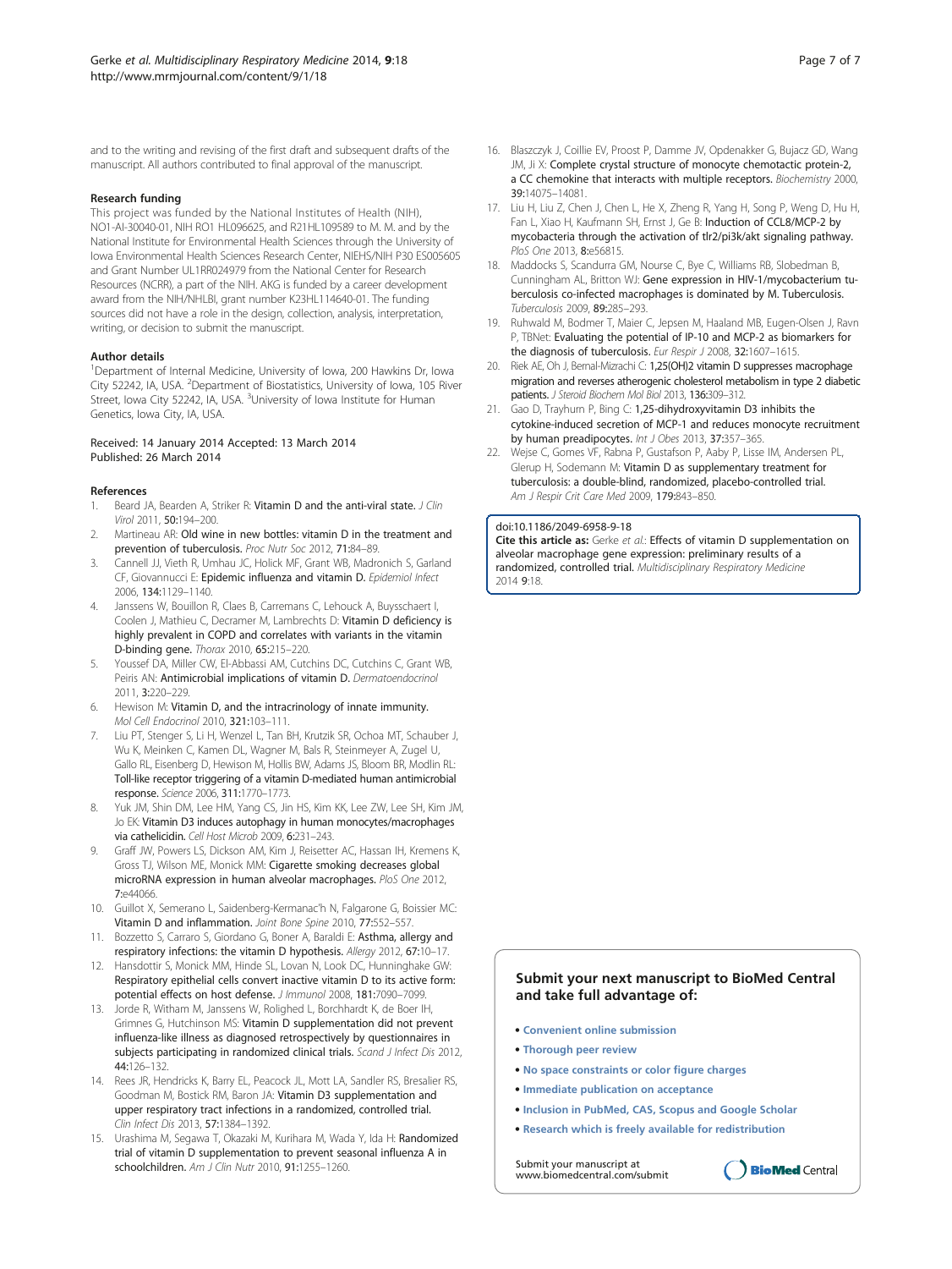and to the writing and revising of the first draft and subsequent drafts of the manuscript. All authors contributed to final approval of the manuscript.

### Research funding

This project was funded by the National Institutes of Health (NIH), NO1-AI-30040-01, NIH RO1 HL096625, and R21HL109589 to M. M. and by the National Institute for Environmental Health Sciences through the University of Iowa Environmental Health Sciences Research Center, NIEHS/NIH P30 ES005605 and Grant Number UL1RR024979 from the National Center for Research Resources (NCRR), a part of the NIH. AKG is funded by a career development award from the NIH/NHLBI, grant number K23HL114640-01. The funding sources did not have a role in the design, collection, analysis, interpretation, writing, or decision to submit the manuscript.

### Author details

[1]Department of Internal Medicine, University of Iowa, 200 Hawkins Dr, Iowa City 52242, IA, USA. [2]Department of Biostatistics, University of Iowa, 105 River Street, Iowa City 52242, IA, USA. [3]University of Iowa Institute for Human Genetics, Iowa City, IA, USA.

Received: 14 January 2014 Accepted: 13 March 2014
Published: 26 March 2014

### References

1. Beard JA, Bearden A, Striker R: **Vitamin D and the anti-viral state.** *J Clin Virol* 2011, **50:**194–200.
2. Martineau AR: **Old wine in new bottles: vitamin D in the treatment and prevention of tuberculosis.** *Proc Nutr Soc* 2012, **71:**84–89.
3. Cannell JJ, Vieth R, Umhau JC, Holick MF, Grant WB, Madronich S, Garland CF, Giovannucci E: **Epidemic influenza and vitamin D.** *Epidemiol Infect* 2006, **134:**1129–1140.
4. Janssens W, Bouillon R, Claes B, Carremans C, Lehouck A, Buysschaert I, Coolen J, Mathieu C, Decramer M, Lambrechts D: **Vitamin D deficiency is highly prevalent in COPD and correlates with variants in the vitamin D-binding gene.** *Thorax* 2010, **65:**215–220.
5. Youssef DA, Miller CW, El-Abbassi AM, Cutchins DC, Cutchins C, Grant WB, Peiris AN: **Antimicrobial implications of vitamin D.** *Dermatoendocrinol* 2011, **3:**220–229.
6. Hewison M: **Vitamin D, and the intracrinology of innate immunity.** *Mol Cell Endocrinol* 2010, **321:**103–111.
7. Liu PT, Stenger S, Li H, Wenzel L, Tan BH, Krutzik SR, Ochoa MT, Schauber J, Wu K, Meinken C, Kamen DL, Wagner M, Bals R, Steinmeyer A, Zugel U, Gallo RL, Eisenberg D, Hewison M, Hollis BW, Adams JS, Bloom BR, Modlin RL: **Toll-like receptor triggering of a vitamin D-mediated human antimicrobial response.** *Science* 2006, **311:**1770–1773.
8. Yuk JM, Shin DM, Lee HM, Yang CS, Jin HS, Kim KK, Lee ZW, Lee SH, Kim JM, Jo EK: **Vitamin D3 induces autophagy in human monocytes/macrophages via cathelicidin.** *Cell Host Microb* 2009, **6:**231–243.
9. Graff JW, Powers LS, Dickson AM, Kim J, Reisetter AC, Hassan IH, Kremens K, Gross TJ, Wilson ME, Monick MM: **Cigarette smoking decreases global microRNA expression in human alveolar macrophages.** *PloS One* 2012, **7:**e44066.
10. Guillot X, Semerano L, Saidenberg-Kermanac'h N, Falgarone G, Boissier MC: **Vitamin D and inflammation.** *Joint Bone Spine* 2010, **77:**552–557.
11. Bozzetto S, Carraro S, Giordano G, Boner A, Baraldi E: **Asthma, allergy and respiratory infections: the vitamin D hypothesis.** *Allergy* 2012, **67:**10–17.
12. Hansdottir S, Monick MM, Hinde SL, Lovan N, Look DC, Hunninghake GW: **Respiratory epithelial cells convert inactive vitamin D to its active form: potential effects on host defense.** *J Immunol* 2008, **181:**7090–7099.
13. Jorde R, Witham M, Janssens W, Rolighed L, Borchhardt K, de Boer IH, Grimnes G, Hutchinson MS: **Vitamin D supplementation did not prevent influenza-like illness as diagnosed retrospectively by questionnaires in subjects participating in randomized clinical trials.** *Scand J Infect Dis* 2012, **44:**126–132.
14. Rees JR, Hendricks K, Barry EL, Peacock JL, Mott LA, Sandler RS, Bresalier RS, Goodman M, Bostick RM, Baron JA: **Vitamin D3 supplementation and upper respiratory tract infections in a randomized, controlled trial.** *Clin Infect Dis* 2013, **57:**1384–1392.
15. Urashima M, Segawa T, Okazaki M, Kurihara M, Wada Y, Ida H: **Randomized trial of vitamin D supplementation to prevent seasonal influenza A in schoolchildren.** *Am J Clin Nutr* 2010, **91:**1255–1260.
16. Blaszczyk J, Coillie EV, Proost P, Damme JV, Opdenakker G, Bujacz GD, Wang JM, Ji X: **Complete crystal structure of monocyte chemotactic protein-2, a CC chemokine that interacts with multiple receptors.** *Biochemistry* 2000, **39:**14075–14081.
17. Liu H, Liu Z, Chen J, Chen L, He X, Zheng R, Yang H, Song P, Weng D, Hu H, Fan L, Xiao H, Kaufmann SH, Ernst J, Ge B: **Induction of CCL8/MCP-2 by mycobacteria through the activation of tlr2/pi3k/akt signaling pathway.** *PloS One* 2013, **8:**e56815.
18. Maddocks S, Scandurra GM, Nourse C, Bye C, Williams RB, Slobedman B, Cunningham AL, Britton WJ: **Gene expression in HIV-1/mycobacterium tuberculosis co-infected macrophages is dominated by M. Tuberculosis.** *Tuberculosis* 2009, **89:**285–293.
19. Ruhwald M, Bodmer T, Maier C, Jepsen M, Haaland MB, Eugen-Olsen J, Ravn P, TBNet: **Evaluating the potential of IP-10 and MCP-2 as biomarkers for the diagnosis of tuberculosis.** *Eur Respir J* 2008, **32:**1607–1615.
20. Riek AE, Oh J, Bernal-Mizrachi C: **1,25(OH)2 vitamin D suppresses macrophage migration and reverses atherogenic cholesterol metabolism in type 2 diabetic patients.** *J Steroid Biochem Mol Biol* 2013, **136:**309–312.
21. Gao D, Trayhurn P, Bing C: **1,25-dihydroxyvitamin D3 inhibits the cytokine-induced secretion of MCP-1 and reduces monocyte recruitment by human preadipocytes.** *Int J Obes* 2013, **37:**357–365.
22. Wejse C, Gomes VF, Rabna P, Gustafson P, Aaby P, Lisse IM, Andersen PL, Glerup H, Sodemann M: **Vitamin D as supplementary treatment for tuberculosis: a double-blind, randomized, placebo-controlled trial.** *Am J Respir Crit Care Med* 2009, **179:**843–850.

doi:10.1186/2049-6958-9-18

**Cite this article as:** Gerke *et al.*: Effects of vitamin D supplementation on alveolar macrophage gene expression: preliminary results of a randomized, controlled trial. *Multidisciplinary Respiratory Medicine* 2014 9:18.

**Submit your next manuscript to BioMed Central and take full advantage of:**

- Convenient online submission
- Thorough peer review
- No space constraints or color figure charges
- Immediate publication on acceptance
- Inclusion in PubMed, CAS, Scopus and Google Scholar
- Research which is freely available for redistribution

Submit your manuscript at www.biomedcentral.com/submit

BioMed Central